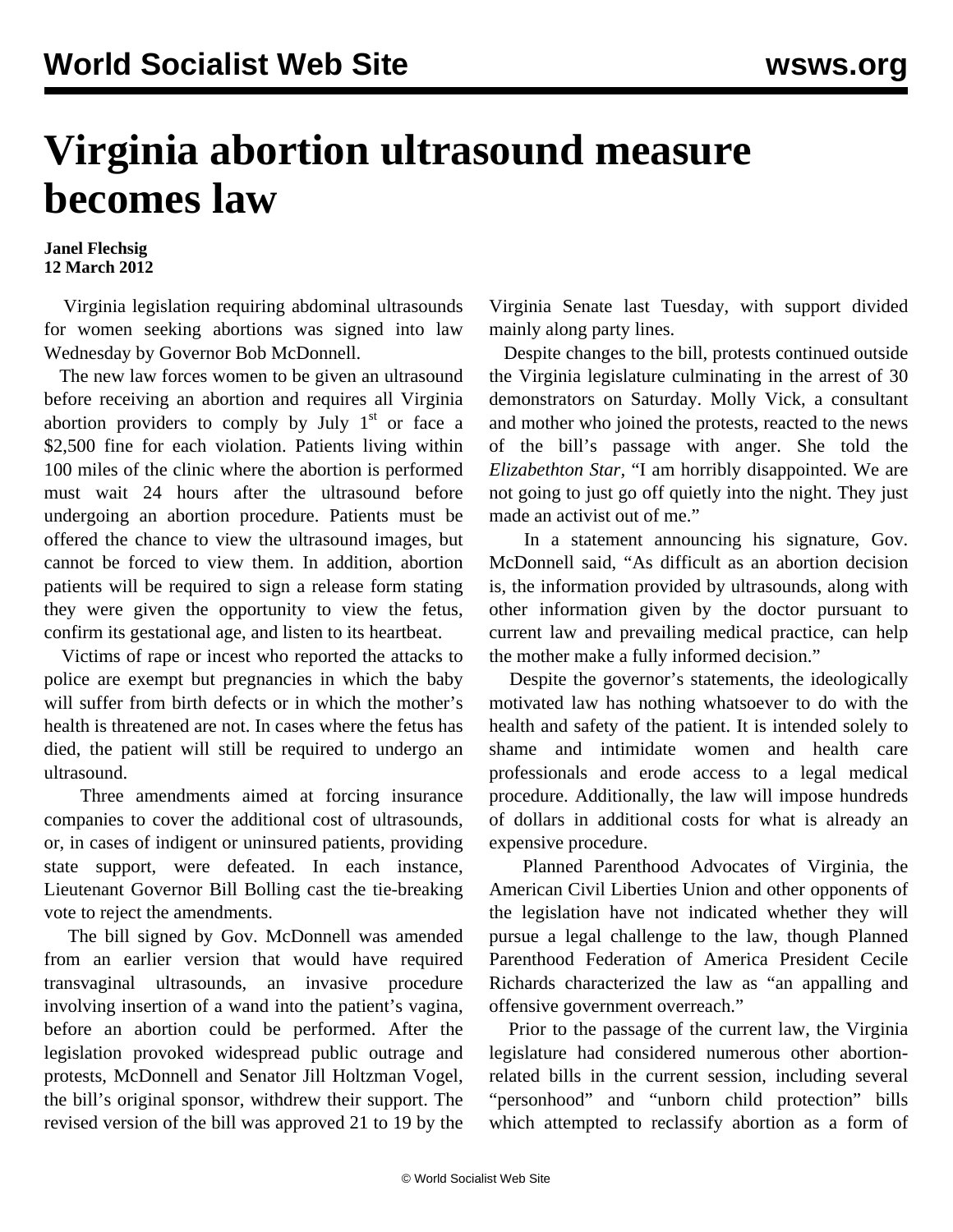# Virginia abortion ultrasound measure becomes law

**Janel Flechsig**
**12 March 2012**

Virginia legislation requiring abdominal ultrasounds for women seeking abortions was signed into law Wednesday by Governor Bob McDonnell.

The new law forces women to be given an ultrasound before receiving an abortion and requires all Virginia abortion providers to comply by July 1st or face a $2,500 fine for each violation. Patients living within 100 miles of the clinic where the abortion is performed must wait 24 hours after the ultrasound before undergoing an abortion procedure. Patients must be offered the chance to view the ultrasound images, but cannot be forced to view them. In addition, abortion patients will be required to sign a release form stating they were given the opportunity to view the fetus, confirm its gestational age, and listen to its heartbeat.

Victims of rape or incest who reported the attacks to police are exempt but pregnancies in which the baby will suffer from birth defects or in which the mother's health is threatened are not. In cases where the fetus has died, the patient will still be required to undergo an ultrasound.

Three amendments aimed at forcing insurance companies to cover the additional cost of ultrasounds, or, in cases of indigent or uninsured patients, providing state support, were defeated. In each instance, Lieutenant Governor Bill Bolling cast the tie-breaking vote to reject the amendments.

The bill signed by Gov. McDonnell was amended from an earlier version that would have required transvaginal ultrasounds, an invasive procedure involving insertion of a wand into the patient's vagina, before an abortion could be performed. After the legislation provoked widespread public outrage and protests, McDonnell and Senator Jill Holtzman Vogel, the bill's original sponsor, withdrew their support. The revised version of the bill was approved 21 to 19 by the Virginia Senate last Tuesday, with support divided mainly along party lines.

Despite changes to the bill, protests continued outside the Virginia legislature culminating in the arrest of 30 demonstrators on Saturday. Molly Vick, a consultant and mother who joined the protests, reacted to the news of the bill's passage with anger. She told the *Elizabethton Star*, "I am horribly disappointed. We are not going to just go off quietly into the night. They just made an activist out of me."

In a statement announcing his signature, Gov. McDonnell said, "As difficult as an abortion decision is, the information provided by ultrasounds, along with other information given by the doctor pursuant to current law and prevailing medical practice, can help the mother make a fully informed decision."

Despite the governor's statements, the ideologically motivated law has nothing whatsoever to do with the health and safety of the patient. It is intended solely to shame and intimidate women and health care professionals and erode access to a legal medical procedure. Additionally, the law will impose hundreds of dollars in additional costs for what is already an expensive procedure.

Planned Parenthood Advocates of Virginia, the American Civil Liberties Union and other opponents of the legislation have not indicated whether they will pursue a legal challenge to the law, though Planned Parenthood Federation of America President Cecile Richards characterized the law as "an appalling and offensive government overreach."

Prior to the passage of the current law, the Virginia legislature had considered numerous other abortion-related bills in the current session, including several "personhood" and "unborn child protection" bills which attempted to reclassify abortion as a form of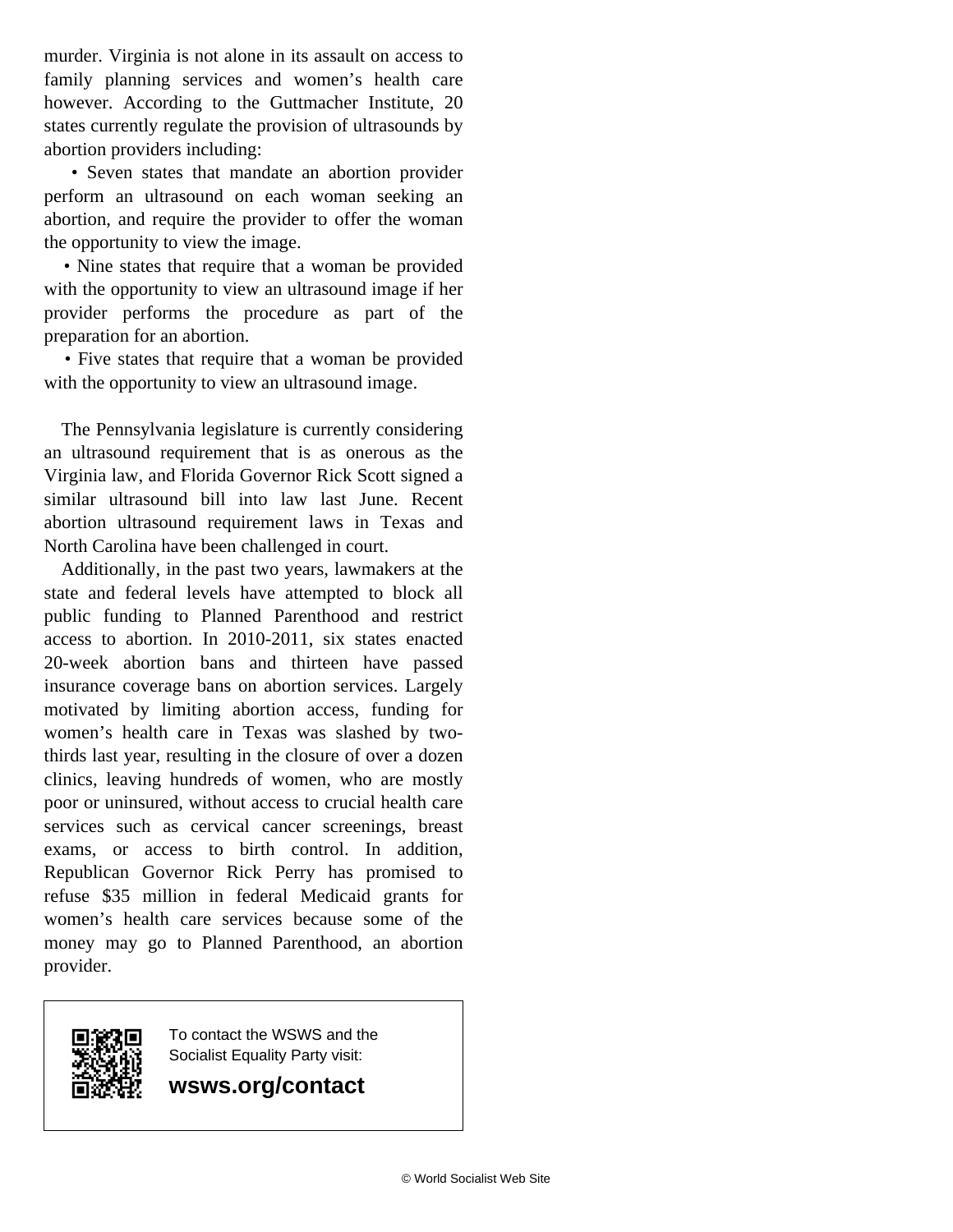murder. Virginia is not alone in its assault on access to family planning services and women's health care however. According to the Guttmacher Institute, 20 states currently regulate the provision of ultrasounds by abortion providers including:

- Seven states that mandate an abortion provider perform an ultrasound on each woman seeking an abortion, and require the provider to offer the woman the opportunity to view the image.
- Nine states that require that a woman be provided with the opportunity to view an ultrasound image if her provider performs the procedure as part of the preparation for an abortion.
- Five states that require that a woman be provided with the opportunity to view an ultrasound image.

The Pennsylvania legislature is currently considering an ultrasound requirement that is as onerous as the Virginia law, and Florida Governor Rick Scott signed a similar ultrasound bill into law last June. Recent abortion ultrasound requirement laws in Texas and North Carolina have been challenged in court.

Additionally, in the past two years, lawmakers at the state and federal levels have attempted to block all public funding to Planned Parenthood and restrict access to abortion. In 2010-2011, six states enacted 20-week abortion bans and thirteen have passed insurance coverage bans on abortion services. Largely motivated by limiting abortion access, funding for women's health care in Texas was slashed by two-thirds last year, resulting in the closure of over a dozen clinics, leaving hundreds of women, who are mostly poor or uninsured, without access to crucial health care services such as cervical cancer screenings, breast exams, or access to birth control. In addition, Republican Governor Rick Perry has promised to refuse $35 million in federal Medicaid grants for women's health care services because some of the money may go to Planned Parenthood, an abortion provider.

To contact the WSWS and the Socialist Equality Party visit:

**wsws.org/contact**